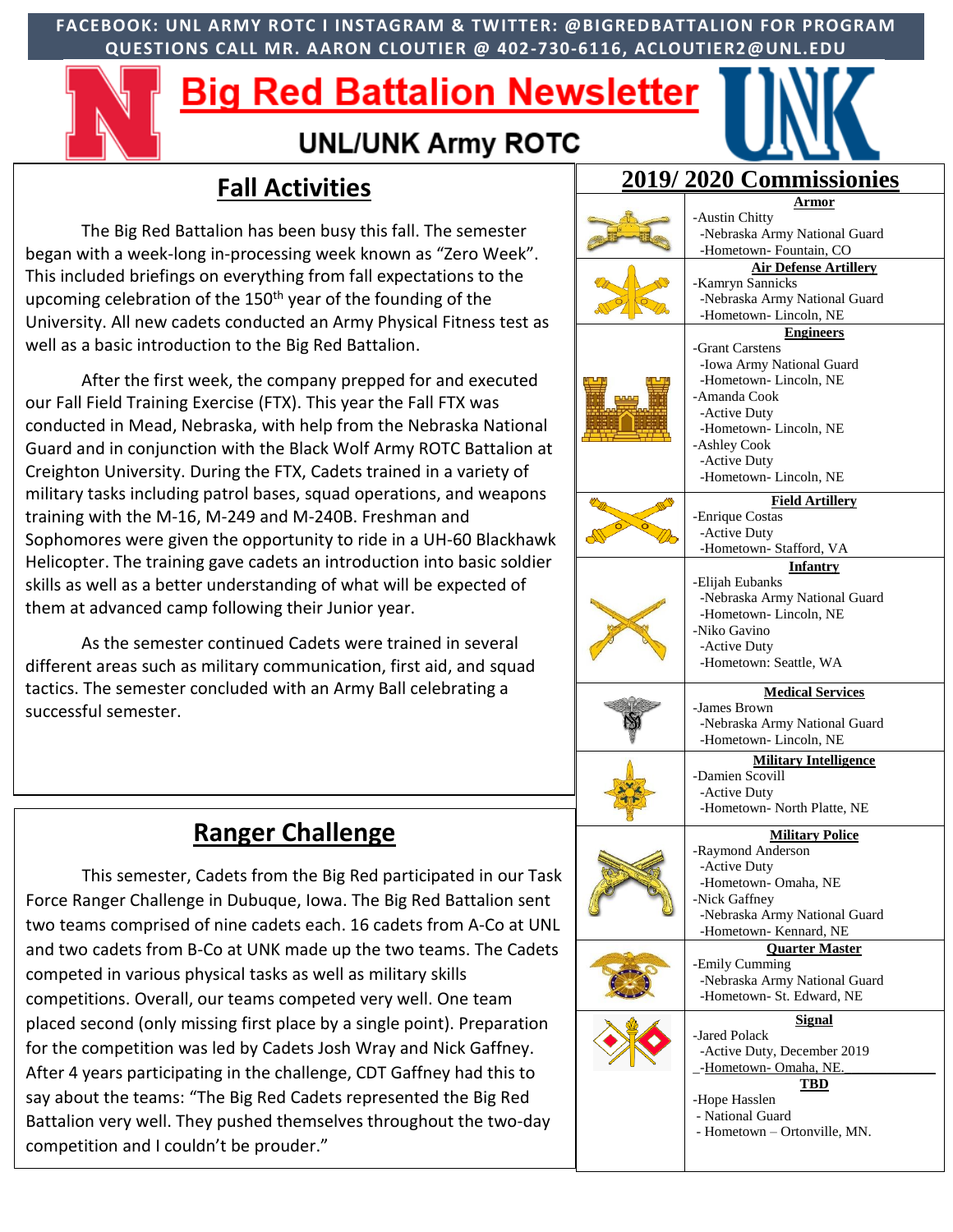FACEBOOK: UNL ARMY ROTC I INSTAGRAM & TWITTER: @BIGREDBATTALION FOR PROGRAM QUESTIONS CALL MR. AARON CLOUTIER @ 402-730-6116, ACLOUTIER2@UNL.EDU

# Big Red Battalion Newsletter

## UNL/UNK Army ROTC

## Fall Activities

The Big Red Battalion has been busy this fall. The semester began with a week-long in-processing week known as "Zero Week". This included briefings on everything from fall expectations to the upcoming celebration of the 150th year of the founding of the University. All new cadets conducted an Army Physical Fitness test as well as a basic introduction to the Big Red Battalion.

After the first week, the company prepped for and executed our Fall Field Training Exercise (FTX). This year the Fall FTX was conducted in Mead, Nebraska, with help from the Nebraska National Guard and in conjunction with the Black Wolf Army ROTC Battalion at Creighton University. During the FTX, Cadets trained in a variety of military tasks including patrol bases, squad operations, and weapons training with the M-16, M-249 and M-240B. Freshman and Sophomores were given the opportunity to ride in a UH-60 Blackhawk Helicopter. The training gave cadets an introduction into basic soldier skills as well as a better understanding of what will be expected of them at advanced camp following their Junior year.

As the semester continued Cadets were trained in several different areas such as military communication, first aid, and squad tactics. The semester concluded with an Army Ball celebrating a successful semester.

## Ranger Challenge

This semester, Cadets from the Big Red participated in our Task Force Ranger Challenge in Dubuque, Iowa. The Big Red Battalion sent two teams comprised of nine cadets each. 16 cadets from A-Co at UNL and two cadets from B-Co at UNK made up the two teams. The Cadets competed in various physical tasks as well as military skills competitions. Overall, our teams competed very well. One team placed second (only missing first place by a single point). Preparation for the competition was led by Cadets Josh Wray and Nick Gaffney. After 4 years participating in the challenge, CDT Gaffney had this to say about the teams: "The Big Red Cadets represented the Big Red Battalion very well. They pushed themselves throughout the two-day competition and I couldn't be prouder."

## 2019/ 2020 Commissionies

**Armor**
- Austin Chitty
  - Nebraska Army National Guard
  - Hometown- Fountain, CO

**Air Defense Artillery**
- Kamryn Sannicks
  - Nebraska Army National Guard
  - Hometown- Lincoln, NE

**Engineers**
- Grant Carstens
  - Iowa Army National Guard
  - Hometown- Lincoln, NE
- Amanda Cook
  - Active Duty
  - Hometown- Lincoln, NE
- Ashley Cook
  - Active Duty
  - Hometown- Lincoln, NE

**Field Artillery**
- Enrique Costas
  - Active Duty
  - Hometown- Stafford, VA

**Infantry**
- Elijah Eubanks
  - Nebraska Army National Guard
  - Hometown- Lincoln, NE
- Niko Gavino
  - Active Duty
  - Hometown: Seattle, WA

**Medical Services**
- James Brown
  - Nebraska Army National Guard
  - Hometown- Lincoln, NE

**Military Intelligence**
- Damien Scovill
  - Active Duty
  - Hometown- North Platte, NE

**Military Police**
- Raymond Anderson
  - Active Duty
  - Hometown- Omaha, NE
- Nick Gaffney
  - Nebraska Army National Guard
  - Hometown- Kennard, NE

**Quarter Master**
- Emily Cumming
  - Nebraska Army National Guard
  - Hometown- St. Edward, NE

**Signal**
- Jared Polack
  - Active Duty, December 2019
  - Hometown- Omaha, NE.

**TBD**
- Hope Hasslen
  - National Guard
  - Hometown – Ortonville, MN.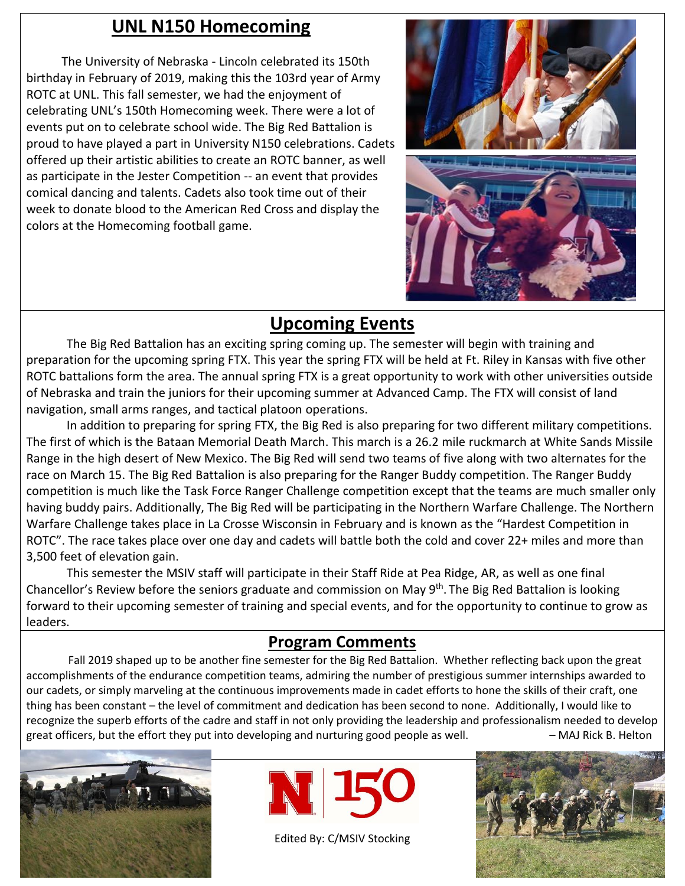## UNL N150 Homecoming

The University of Nebraska - Lincoln celebrated its 150th birthday in February of 2019, making this the 103rd year of Army ROTC at UNL. This fall semester, we had the enjoyment of celebrating UNL's 150th Homecoming week. There were a lot of events put on to celebrate school wide. The Big Red Battalion is proud to have played a part in University N150 celebrations. Cadets offered up their artistic abilities to create an ROTC banner, as well as participate in the Jester Competition -- an event that provides comical dancing and talents. Cadets also took time out of their week to donate blood to the American Red Cross and display the colors at the Homecoming football game.

## Upcoming Events

The Big Red Battalion has an exciting spring coming up. The semester will begin with training and preparation for the upcoming spring FTX. This year the spring FTX will be held at Ft. Riley in Kansas with five other ROTC battalions form the area. The annual spring FTX is a great opportunity to work with other universities outside of Nebraska and train the juniors for their upcoming summer at Advanced Camp. The FTX will consist of land navigation, small arms ranges, and tactical platoon operations.

In addition to preparing for spring FTX, the Big Red is also preparing for two different military competitions. The first of which is the Bataan Memorial Death March. This march is a 26.2 mile ruckmarch at White Sands Missile Range in the high desert of New Mexico. The Big Red will send two teams of five along with two alternates for the race on March 15. The Big Red Battalion is also preparing for the Ranger Buddy competition. The Ranger Buddy competition is much like the Task Force Ranger Challenge competition except that the teams are much smaller only having buddy pairs. Additionally, The Big Red will be participating in the Northern Warfare Challenge. The Northern Warfare Challenge takes place in La Crosse Wisconsin in February and is known as the "Hardest Competition in ROTC". The race takes place over one day and cadets will battle both the cold and cover 22+ miles and more than 3,500 feet of elevation gain.

This semester the MSIV staff will participate in their Staff Ride at Pea Ridge, AR, as well as one final Chancellor's Review before the seniors graduate and commission on May 9th. The Big Red Battalion is looking forward to their upcoming semester of training and special events, and for the opportunity to continue to grow as leaders.

## Program Comments

Fall 2019 shaped up to be another fine semester for the Big Red Battalion. Whether reflecting back upon the great accomplishments of the endurance competition teams, admiring the number of prestigious summer internships awarded to our cadets, or simply marveling at the continuous improvements made in cadet efforts to hone the skills of their craft, one thing has been constant – the level of commitment and dedication has been second to none. Additionally, I would like to recognize the superb efforts of the cadre and staff in not only providing the leadership and professionalism needed to develop great officers, but the effort they put into developing and nurturing good people as well. – MAJ Rick B. Helton

Edited By: C/MSIV Stocking